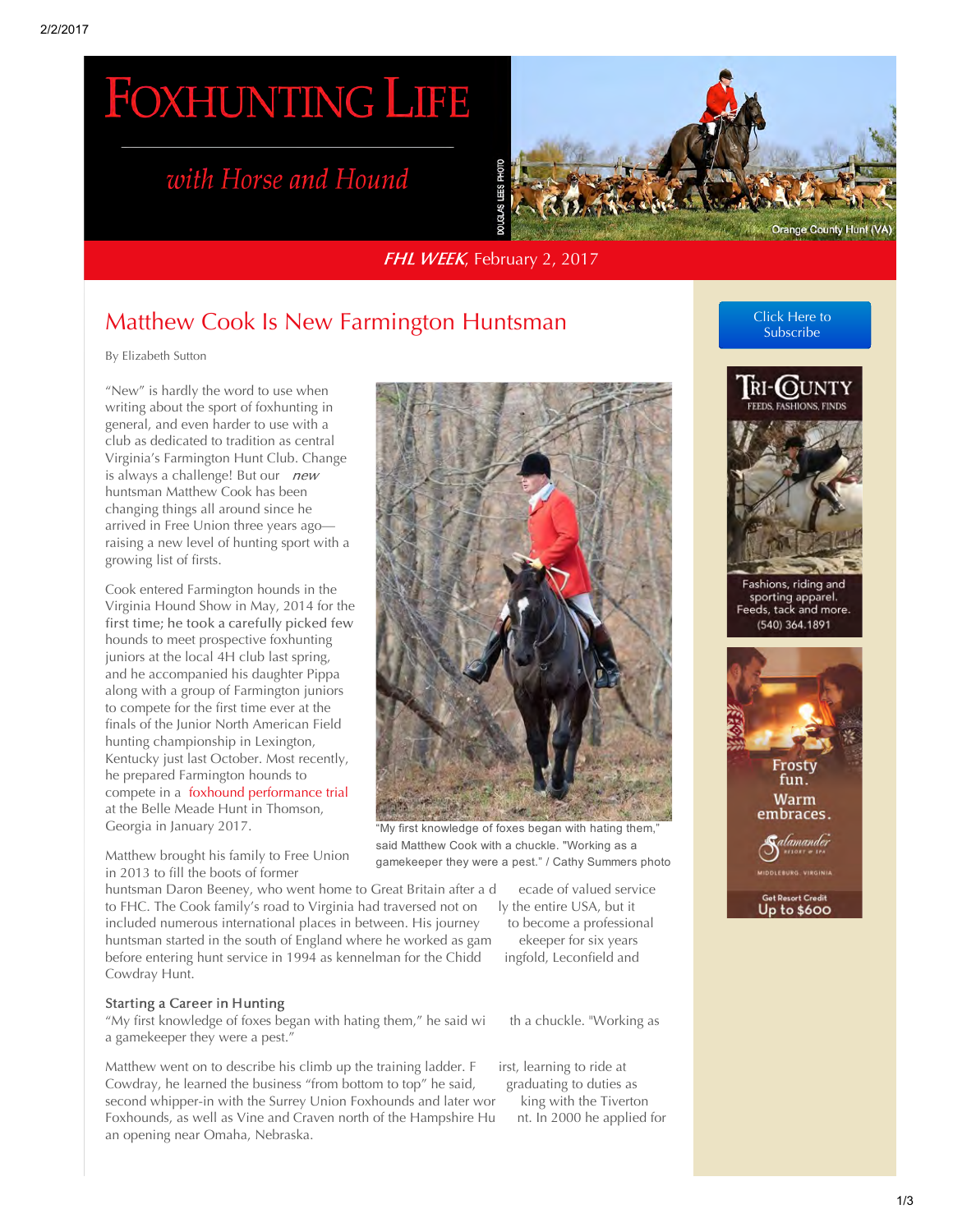# FOXHUNTING LIFE

*with Horse and Hound*

***FHL WEEK***, February 2, 2017

## Matthew Cook Is New Farmington Huntsman

By Elizabeth Sutton

"New" is hardly the word to use when writing about the sport of foxhunting in general, and even harder to use with a club as dedicated to tradition as central Virginia's Farmington Hunt Club. Change is always a challenge! But our *new* huntsman Matthew Cook has been changing things all around since he arrived in Free Union three years ago—raising a new level of hunting sport with a growing list of firsts.

Cook entered Farmington hounds in the Virginia Hound Show in May, 2014 for the first time; he took a carefully picked few hounds to meet prospective foxhunting juniors at the local 4H club last spring, and he accompanied his daughter Pippa along with a group of Farmington juniors to compete for the first time ever at the finals of the Junior North American Field hunting championship in Lexington, Kentucky just last October. Most recently, he prepared Farmington hounds to compete in a foxhound performance trial at the Belle Meade Hunt in Thomson, Georgia in January 2017.

"My first knowledge of foxes began with hating them," said Matthew Cook with a chuckle. "Working as a gamekeeper they were a pest." / Cathy Summers photo

Matthew brought his family to Free Union in 2013 to fill the boots of former huntsman Daron Beeney, who went home to Great Britain after a decade of valued service to FHC. The Cook family's road to Virginia had traversed not only the entire USA, but it included numerous international places in between. His journey to become a professional huntsman started in the south of England where he worked as gamekeeper for six years before entering hunt service in 1994 as kennelman for the Chiddingfold, Leconfield and Cowdray Hunt.

### Starting a Career in Hunting

"My first knowledge of foxes began with hating them," he said with a chuckle. "Working as a gamekeeper they were a pest."

Matthew went on to describe his climb up the training ladder. First, learning to ride at Cowdray, he learned the business "from bottom to top" he said, graduating to duties as second whipper-in with the Surrey Union Foxhounds and later working with the Tiverton Foxhounds, as well as Vine and Craven north of the Hampshire Hunt. In 2000 he applied for an opening near Omaha, Nebraska.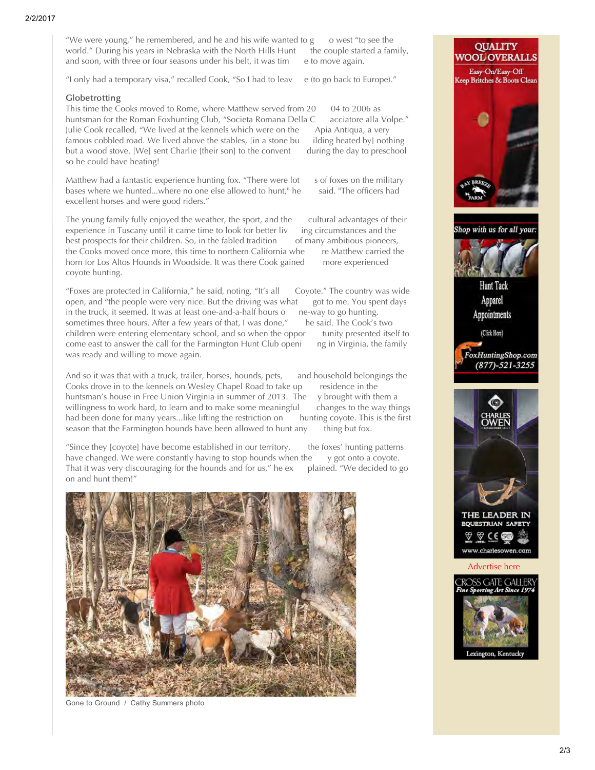"We were young," he remembered, and he and his wife wanted to go west "to see the world." During his years in Nebraska with the North Hills Hunt the couple started a family, and soon, with three or four seasons under his belt, it was time to move again.

"I only had a temporary visa," recalled Cook, "So I had to leave (to go back to Europe)."

## Globetrotting

This time the Cooks moved to Rome, where Matthew served from 2004 to 2006 as huntsman for the Roman Foxhunting Club, "Societa Romana Della Cacciatore alla Volpe." Julie Cook recalled, "We lived at the kennels which were on the Apia Antiqua, a very famous cobbled road. We lived above the stables, [in a stone building heated by] nothing but a wood stove. [We] sent Charlie [their son] to the convent during the day to preschool so he could have heating!

Matthew had a fantastic experience hunting fox. "There were lots of foxes on the military bases where we hunted...where no one else allowed to hunt," he said. "The officers had excellent horses and were good riders."

The young family fully enjoyed the weather, the sport, and the cultural advantages of their experience in Tuscany until it came time to look for better living circumstances and the best prospects for their children. So, in the fabled tradition of many ambitious pioneers, the Cooks moved once more, this time to northern California where Matthew carried the horn for Los Altos Hounds in Woodside. It was there Cook gained more experienced coyote hunting.

"Foxes are protected in California," he said, noting, "It's all Coyote." The country was wide open, and "the people were very nice. But the driving was what got to me. You spent days in the truck, it seemed. It was at least one-and-a-half hours one-way to go hunting, sometimes three hours. After a few years of that, I was done," he said. The Cook's two children were entering elementary school, and so when the opportunity presented itself to come east to answer the call for the Farmington Hunt Club opening in Virginia, the family was ready and willing to move again.

And so it was that with a truck, trailer, horses, hounds, pets, and household belongings the Cooks drove in to the kennels on Wesley Chapel Road to take up residence in the huntsman's house in Free Union Virginia in summer of 2013. They brought with them a willingness to work hard, to learn and to make some meaningful changes to the way things had been done for many years...like lifting the restriction on hunting coyote. This is the first season that the Farmington hounds have been allowed to hunt anything but fox.

"Since they [coyote] have become established in our territory, the foxes' hunting patterns have changed. We were constantly having to stop hounds when they got onto a coyote. That it was very discouraging for the hounds and for us," he explained. "We decided to go on and hunt them!"

Gone to Ground / Cathy Summers photo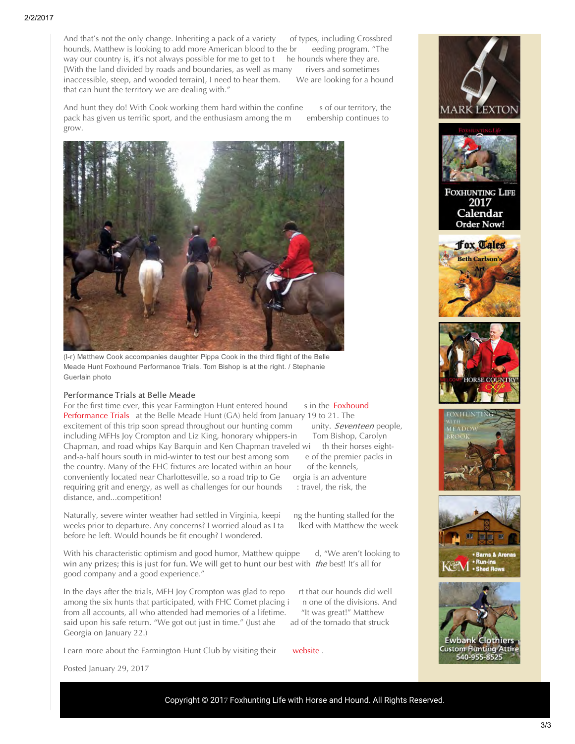And that's not the only change. Inheriting a pack of a variety of types, including Crossbred hounds, Matthew is looking to add more American blood to the breeding program. "The way our country is, it's not always possible for me to get to the hounds where they are. [With the land divided by roads and boundaries, as well as many rivers and sometimes inaccessible, steep, and wooded terrain], I need to hear them. We are looking for a hound that can hunt the territory we are dealing with."

And hunt they do! With Cook working them hard within the confines of our territory, the pack has given us terrific sport, and the enthusiasm among the membership continues to grow.

(l-r) Matthew Cook accompanies daughter Pippa Cook in the third flight of the Belle Meade Hunt Foxhound Performance Trials. Tom Bishop is at the right. / Stephanie Guerlain photo

### Performance Trials at Belle Meade

For the first time ever, this year Farmington Hunt entered hounds in the Foxhound Performance Trials at the Belle Meade Hunt (GA) held from January 19 to 21. The excitement of this trip soon spread throughout our hunting community. *Seventeen* people, including MFHs Joy Crompton and Liz King, honorary whippers-in Tom Bishop, Carolyn Chapman, and road whips Kay Barquin and Ken Chapman traveled with their horses eight-and-a-half hours south in mid-winter to test our best among some of the premier packs in the country. Many of the FHC fixtures are located within an hour of the kennels, conveniently located near Charlottesville, so a road trip to Georgia is an adventure requiring grit and energy, as well as challenges for our hounds: travel, the risk, the distance, and...competition!

Naturally, severe winter weather had settled in Virginia, keeping the hunting stalled for the weeks prior to departure. Any concerns? I worried aloud as I talked with Matthew the week before he left. Would hounds be fit enough? I wondered.

With his characteristic optimism and good humor, Matthew quipped, "We aren't looking to win any prizes; this is just for fun. We will get to hunt our best with *the* best! It's all for good company and a good experience."

In the days after the trials, MFH Joy Crompton was glad to report that our hounds did well among the six hunts that participated, with FHC Comet placing in one of the divisions. And from all accounts, all who attended had memories of a lifetime. "It was great!" Matthew said upon his safe return. "We got out just in time." (Just ahead of the tornado that struck Georgia on January 22.)

Learn more about the Farmington Hunt Club by visiting their website .

Posted January 29, 2017

Copyright © 2017 Foxhunting Life with Horse and Hound. All Rights Reserved.